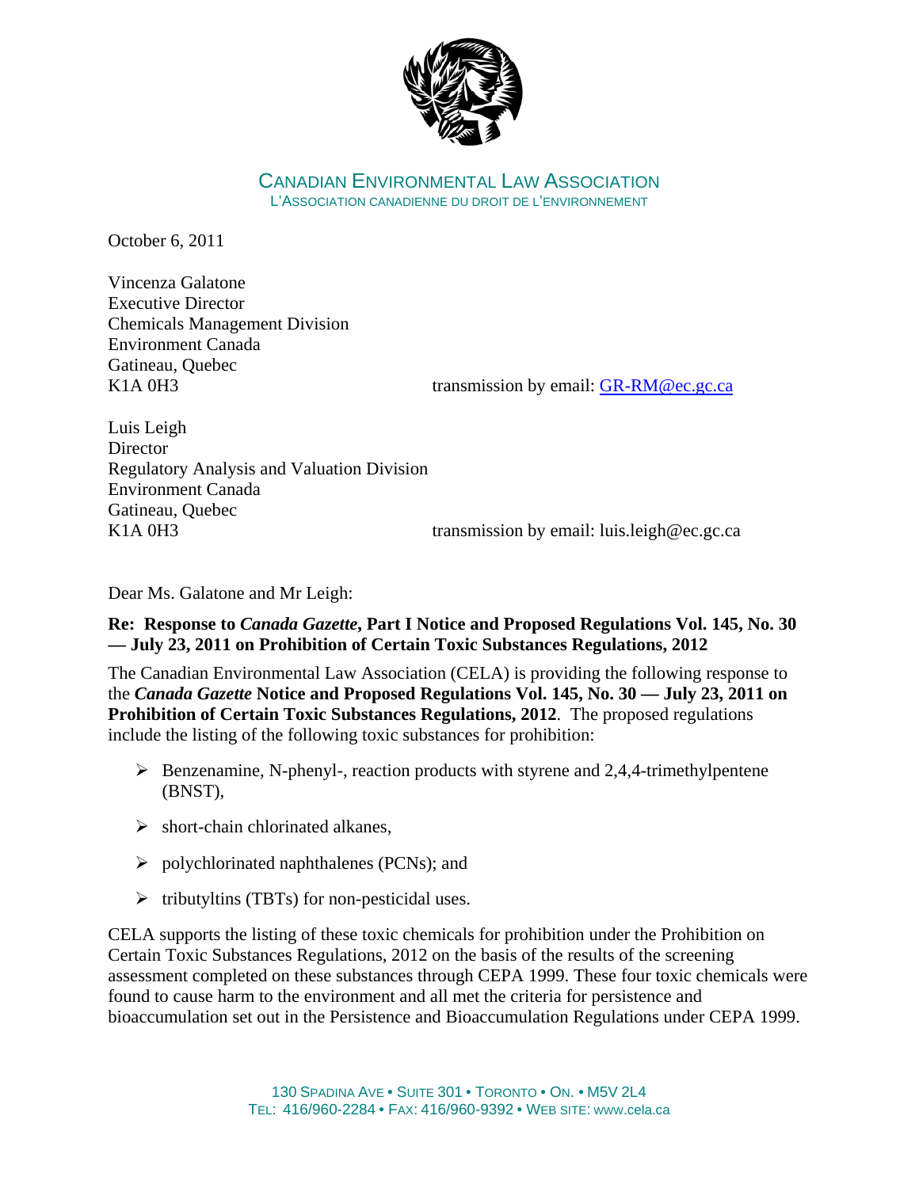CANADIAN ENVIRONMENTAL LAW ASSOCIATION
L'ASSOCIATION CANADIENNE DU DROIT DE L'ENVIRONNEMENT

October 6, 2011

Vincenza Galatone
Executive Director
Chemicals Management Division
Environment Canada
Gatineau, Quebec
K1A 0H3 transmission by email: GR-RM@ec.gc.ca

Luis Leigh
Director
Regulatory Analysis and Valuation Division
Environment Canada
Gatineau, Quebec
K1A 0H3 transmission by email: luis.leigh@ec.gc.ca

Dear Ms. Galatone and Mr Leigh:

**Re: Response to *Canada Gazette*, Part I Notice and Proposed Regulations Vol. 145, No. 30 — July 23, 2011 on Prohibition of Certain Toxic Substances Regulations, 2012**

The Canadian Environmental Law Association (CELA) is providing the following response to the ***Canada Gazette* Notice and Proposed Regulations Vol. 145, No. 30 — July 23, 2011 on Prohibition of Certain Toxic Substances Regulations, 2012**. The proposed regulations include the listing of the following toxic substances for prohibition:

- Benzenamine, N-phenyl-, reaction products with styrene and 2,4,4-trimethylpentene (BNST),
- short-chain chlorinated alkanes,
- polychlorinated naphthalenes (PCNs); and
- tributyltins (TBTs) for non-pesticidal uses.

CELA supports the listing of these toxic chemicals for prohibition under the Prohibition on Certain Toxic Substances Regulations, 2012 on the basis of the results of the screening assessment completed on these substances through CEPA 1999. These four toxic chemicals were found to cause harm to the environment and all met the criteria for persistence and bioaccumulation set out in the Persistence and Bioaccumulation Regulations under CEPA 1999.

130 SPADINA AVE • SUITE 301 • TORONTO • ON. • M5V 2L4
TEL: 416/960-2284 • FAX: 416/960-9392 • WEB SITE: www.cela.ca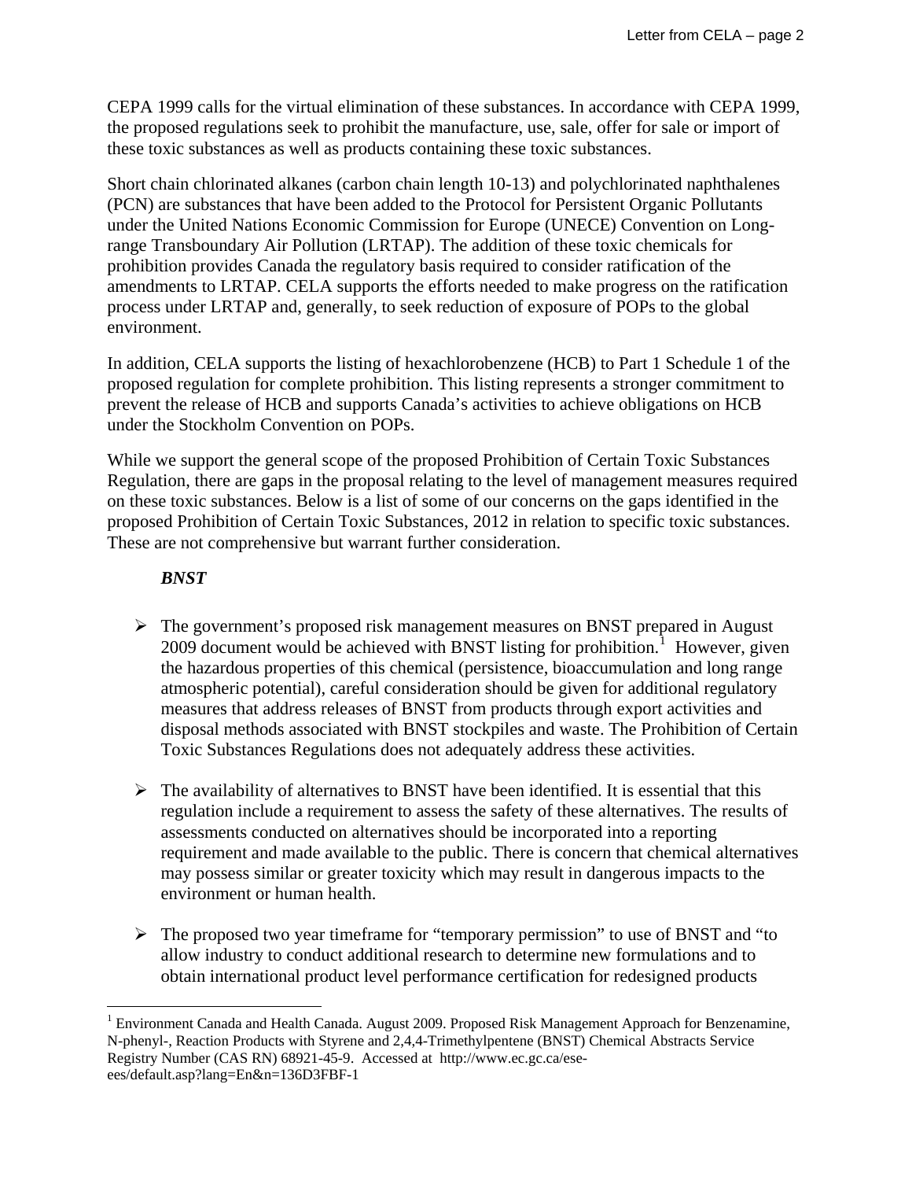CEPA 1999 calls for the virtual elimination of these substances. In accordance with CEPA 1999, the proposed regulations seek to prohibit the manufacture, use, sale, offer for sale or import of these toxic substances as well as products containing these toxic substances.

Short chain chlorinated alkanes (carbon chain length 10-13) and polychlorinated naphthalenes (PCN) are substances that have been added to the Protocol for Persistent Organic Pollutants under the United Nations Economic Commission for Europe (UNECE) Convention on Long-range Transboundary Air Pollution (LRTAP). The addition of these toxic chemicals for prohibition provides Canada the regulatory basis required to consider ratification of the amendments to LRTAP. CELA supports the efforts needed to make progress on the ratification process under LRTAP and, generally, to seek reduction of exposure of POPs to the global environment.

In addition, CELA supports the listing of hexachlorobenzene (HCB) to Part 1 Schedule 1 of the proposed regulation for complete prohibition. This listing represents a stronger commitment to prevent the release of HCB and supports Canada's activities to achieve obligations on HCB under the Stockholm Convention on POPs.

While we support the general scope of the proposed Prohibition of Certain Toxic Substances Regulation, there are gaps in the proposal relating to the level of management measures required on these toxic substances. Below is a list of some of our concerns on the gaps identified in the proposed Prohibition of Certain Toxic Substances, 2012 in relation to specific toxic substances. These are not comprehensive but warrant further consideration.

***BNST***

- The government's proposed risk management measures on BNST prepared in August 2009 document would be achieved with BNST listing for prohibition.[1] However, given the hazardous properties of this chemical (persistence, bioaccumulation and long range atmospheric potential), careful consideration should be given for additional regulatory measures that address releases of BNST from products through export activities and disposal methods associated with BNST stockpiles and waste. The Prohibition of Certain Toxic Substances Regulations does not adequately address these activities.

- The availability of alternatives to BNST have been identified. It is essential that this regulation include a requirement to assess the safety of these alternatives. The results of assessments conducted on alternatives should be incorporated into a reporting requirement and made available to the public. There is concern that chemical alternatives may possess similar or greater toxicity which may result in dangerous impacts to the environment or human health.

- The proposed two year timeframe for "temporary permission" to use of BNST and "to allow industry to conduct additional research to determine new formulations and to obtain international product level performance certification for redesigned products

---

[1] Environment Canada and Health Canada. August 2009. Proposed Risk Management Approach for Benzenamine, N-phenyl-, Reaction Products with Styrene and 2,4,4-Trimethylpentene (BNST) Chemical Abstracts Service Registry Number (CAS RN) 68921-45-9. Accessed at http://www.ec.gc.ca/ese-ees/default.asp?lang=En&n=136D3FBF-1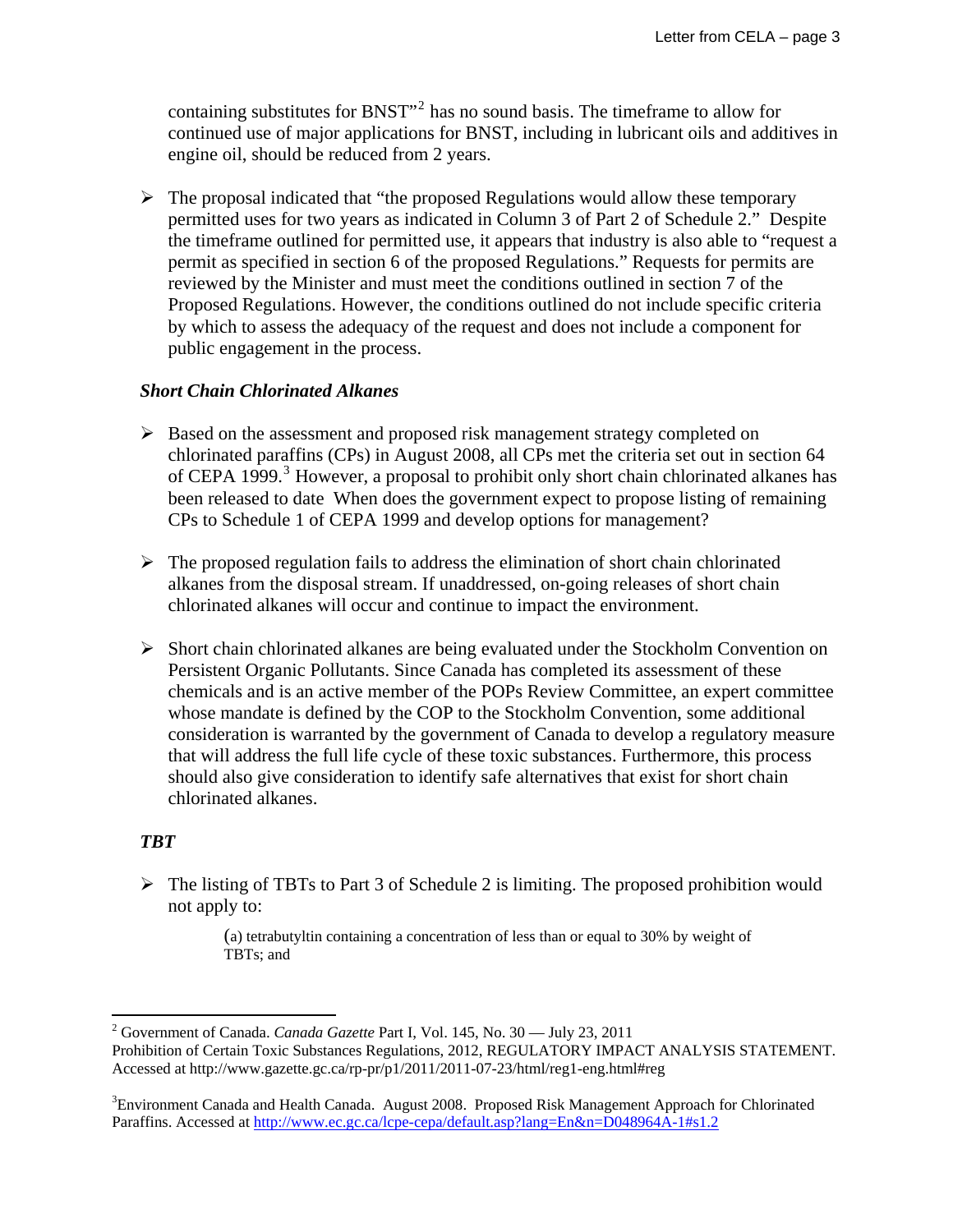containing substitutes for BNST"[2] has no sound basis. The timeframe to allow for continued use of major applications for BNST, including in lubricant oils and additives in engine oil, should be reduced from 2 years.

- The proposal indicated that "the proposed Regulations would allow these temporary permitted uses for two years as indicated in Column 3 of Part 2 of Schedule 2." Despite the timeframe outlined for permitted use, it appears that industry is also able to "request a permit as specified in section 6 of the proposed Regulations." Requests for permits are reviewed by the Minister and must meet the conditions outlined in section 7 of the Proposed Regulations. However, the conditions outlined do not include specific criteria by which to assess the adequacy of the request and does not include a component for public engagement in the process.

### *Short Chain Chlorinated Alkanes*

- Based on the assessment and proposed risk management strategy completed on chlorinated paraffins (CPs) in August 2008, all CPs met the criteria set out in section 64 of CEPA 1999.[3] However, a proposal to prohibit only short chain chlorinated alkanes has been released to date When does the government expect to propose listing of remaining CPs to Schedule 1 of CEPA 1999 and develop options for management?

- The proposed regulation fails to address the elimination of short chain chlorinated alkanes from the disposal stream. If unaddressed, on-going releases of short chain chlorinated alkanes will occur and continue to impact the environment.

- Short chain chlorinated alkanes are being evaluated under the Stockholm Convention on Persistent Organic Pollutants. Since Canada has completed its assessment of these chemicals and is an active member of the POPs Review Committee, an expert committee whose mandate is defined by the COP to the Stockholm Convention, some additional consideration is warranted by the government of Canada to develop a regulatory measure that will address the full life cycle of these toxic substances. Furthermore, this process should also give consideration to identify safe alternatives that exist for short chain chlorinated alkanes.

### *TBT*

- The listing of TBTs to Part 3 of Schedule 2 is limiting. The proposed prohibition would not apply to:

  > (a) tetrabutyltin containing a concentration of less than or equal to 30% by weight of TBTs; and

---

[2] Government of Canada. *Canada Gazette* Part I, Vol. 145, No. 30 — July 23, 2011
Prohibition of Certain Toxic Substances Regulations, 2012, REGULATORY IMPACT ANALYSIS STATEMENT. Accessed at http://www.gazette.gc.ca/rp-pr/p1/2011/2011-07-23/html/reg1-eng.html#reg

[3] Environment Canada and Health Canada. August 2008. Proposed Risk Management Approach for Chlorinated Paraffins. Accessed at http://www.ec.gc.ca/lcpe-cepa/default.asp?lang=En&n=D048964A-1#s1.2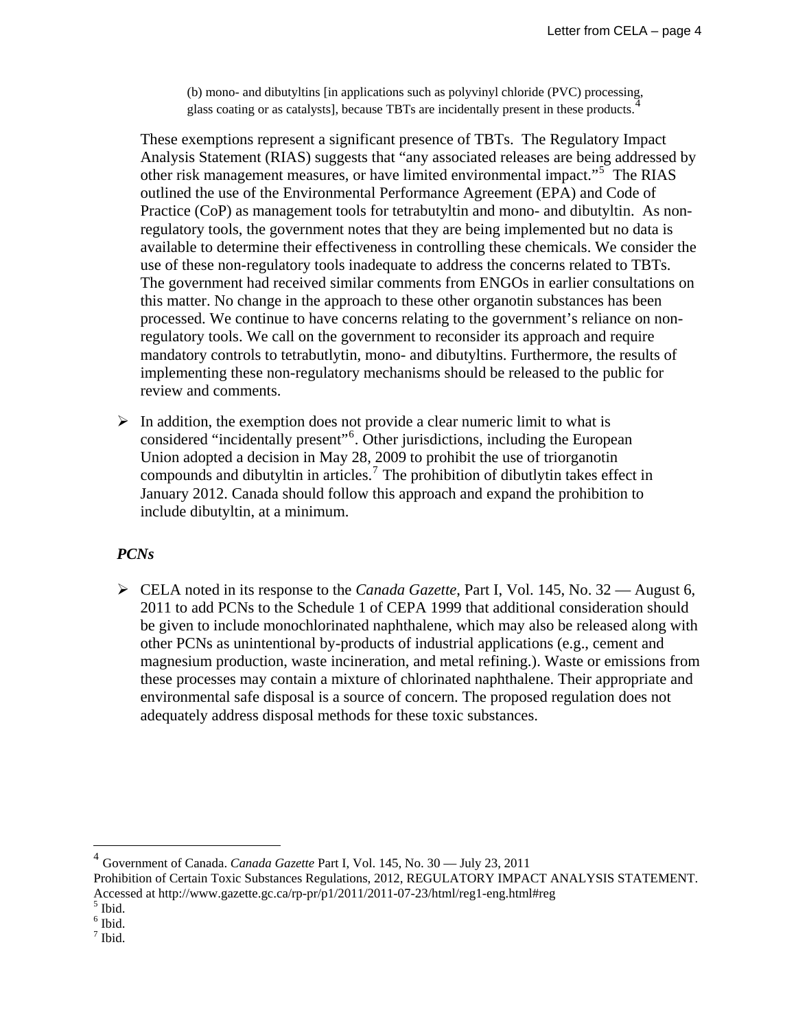(b) mono- and dibutyltins [in applications such as polyvinyl chloride (PVC) processing, glass coating or as catalysts], because TBTs are incidentally present in these products.[4]

These exemptions represent a significant presence of TBTs. The Regulatory Impact Analysis Statement (RIAS) suggests that "any associated releases are being addressed by other risk management measures, or have limited environmental impact."[5] The RIAS outlined the use of the Environmental Performance Agreement (EPA) and Code of Practice (CoP) as management tools for tetrabutyltin and mono- and dibutyltin. As non-regulatory tools, the government notes that they are being implemented but no data is available to determine their effectiveness in controlling these chemicals. We consider the use of these non-regulatory tools inadequate to address the concerns related to TBTs. The government had received similar comments from ENGOs in earlier consultations on this matter. No change in the approach to these other organotin substances has been processed. We continue to have concerns relating to the government's reliance on non-regulatory tools. We call on the government to reconsider its approach and require mandatory controls to tetrabutlytin, mono- and dibutyltins. Furthermore, the results of implementing these non-regulatory mechanisms should be released to the public for review and comments.

- In addition, the exemption does not provide a clear numeric limit to what is considered "incidentally present"[6]. Other jurisdictions, including the European Union adopted a decision in May 28, 2009 to prohibit the use of triorganotin compounds and dibutyltin in articles.[7] The prohibition of dibutlytin takes effect in January 2012. Canada should follow this approach and expand the prohibition to include dibutyltin, at a minimum.

### *PCNs*

- CELA noted in its response to the *Canada Gazette*, Part I, Vol. 145, No. 32 — August 6, 2011 to add PCNs to the Schedule 1 of CEPA 1999 that additional consideration should be given to include monochlorinated naphthalene, which may also be released along with other PCNs as unintentional by-products of industrial applications (e.g., cement and magnesium production, waste incineration, and metal refining.). Waste or emissions from these processes may contain a mixture of chlorinated naphthalene. Their appropriate and environmental safe disposal is a source of concern. The proposed regulation does not adequately address disposal methods for these toxic substances.

---

[4] Government of Canada. *Canada Gazette* Part I, Vol. 145, No. 30 — July 23, 2011 Prohibition of Certain Toxic Substances Regulations, 2012, REGULATORY IMPACT ANALYSIS STATEMENT. Accessed at http://www.gazette.gc.ca/rp-pr/p1/2011/2011-07-23/html/reg1-eng.html#reg

[5] Ibid.

[6] Ibid.

[7] Ibid.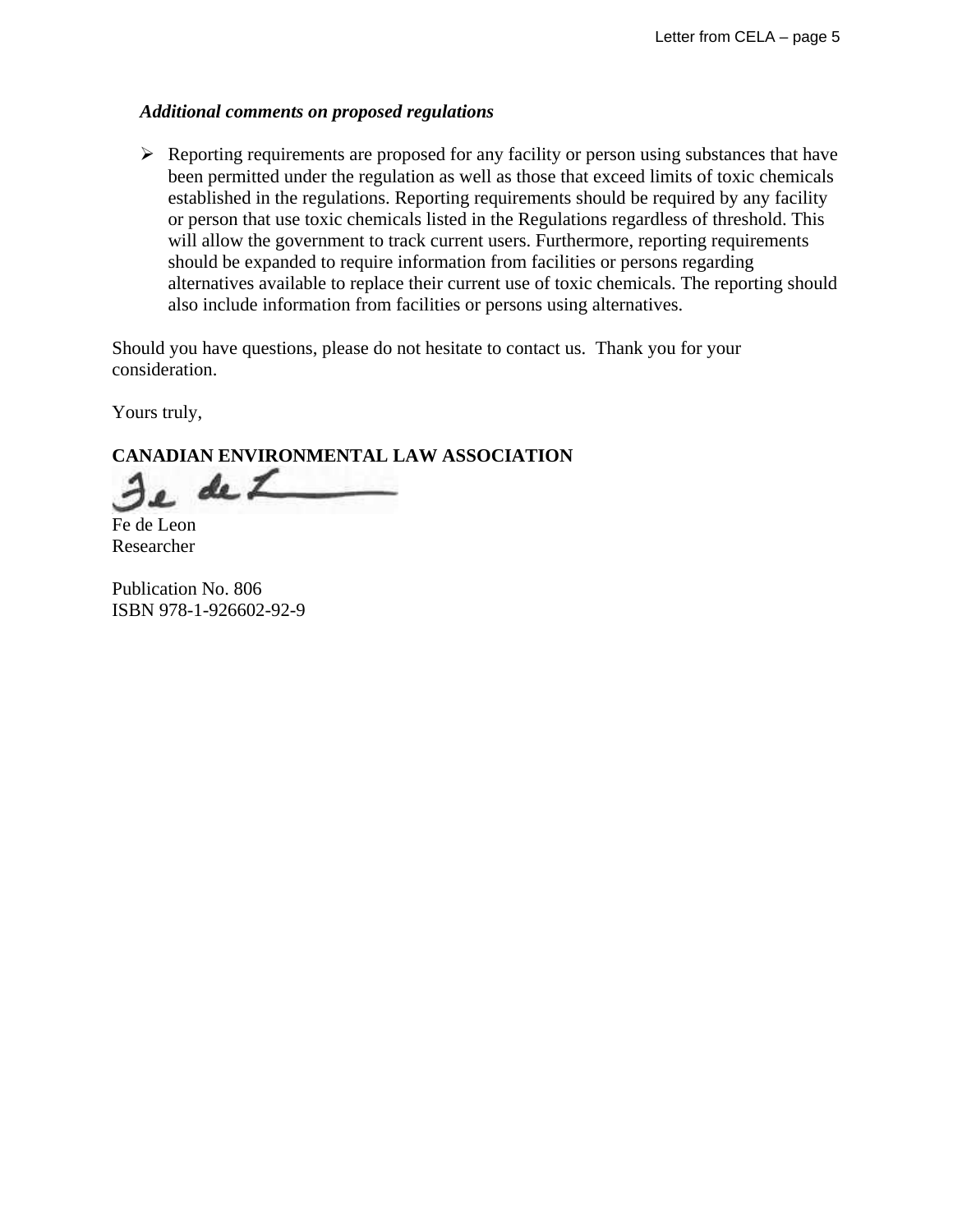***Additional comments on proposed regulations***

- Reporting requirements are proposed for any facility or person using substances that have been permitted under the regulation as well as those that exceed limits of toxic chemicals established in the regulations. Reporting requirements should be required by any facility or person that use toxic chemicals listed in the Regulations regardless of threshold. This will allow the government to track current users. Furthermore, reporting requirements should be expanded to require information from facilities or persons regarding alternatives available to replace their current use of toxic chemicals. The reporting should also include information from facilities or persons using alternatives.

Should you have questions, please do not hesitate to contact us. Thank you for your consideration.

Yours truly,

**CANADIAN ENVIRONMENTAL LAW ASSOCIATION**

Fe de Leon
Researcher

Publication No. 806
ISBN 978-1-926602-92-9